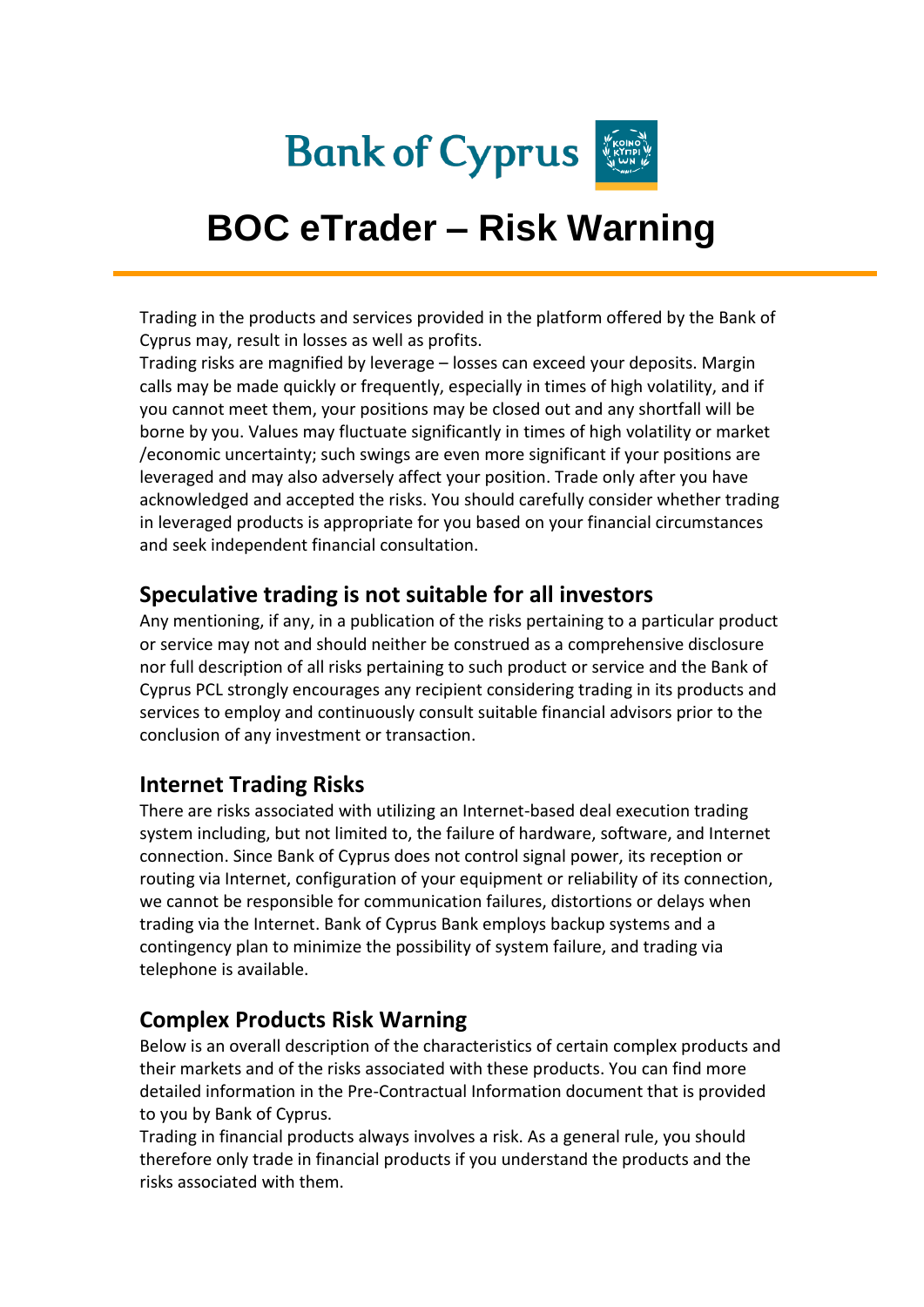Bank of Cyprus

# BOC eTrader – Risk Warning

Trading in the products and services provided in the platform offered by the Bank of Cyprus may, result in losses as well as profits.
Trading risks are magnified by leverage – losses can exceed your deposits. Margin calls may be made quickly or frequently, especially in times of high volatility, and if you cannot meet them, your positions may be closed out and any shortfall will be borne by you. Values may fluctuate significantly in times of high volatility or market /economic uncertainty; such swings are even more significant if your positions are leveraged and may also adversely affect your position. Trade only after you have acknowledged and accepted the risks. You should carefully consider whether trading in leveraged products is appropriate for you based on your financial circumstances and seek independent financial consultation.

## Speculative trading is not suitable for all investors

Any mentioning, if any, in a publication of the risks pertaining to a particular product or service may not and should neither be construed as a comprehensive disclosure nor full description of all risks pertaining to such product or service and the Bank of Cyprus PCL strongly encourages any recipient considering trading in its products and services to employ and continuously consult suitable financial advisors prior to the conclusion of any investment or transaction.

## Internet Trading Risks

There are risks associated with utilizing an Internet-based deal execution trading system including, but not limited to, the failure of hardware, software, and Internet connection. Since Bank of Cyprus does not control signal power, its reception or routing via Internet, configuration of your equipment or reliability of its connection, we cannot be responsible for communication failures, distortions or delays when trading via the Internet. Bank of Cyprus Bank employs backup systems and a contingency plan to minimize the possibility of system failure, and trading via telephone is available.

## Complex Products Risk Warning

Below is an overall description of the characteristics of certain complex products and their markets and of the risks associated with these products. You can find more detailed information in the Pre-Contractual Information document that is provided to you by Bank of Cyprus.
Trading in financial products always involves a risk. As a general rule, you should therefore only trade in financial products if you understand the products and the risks associated with them.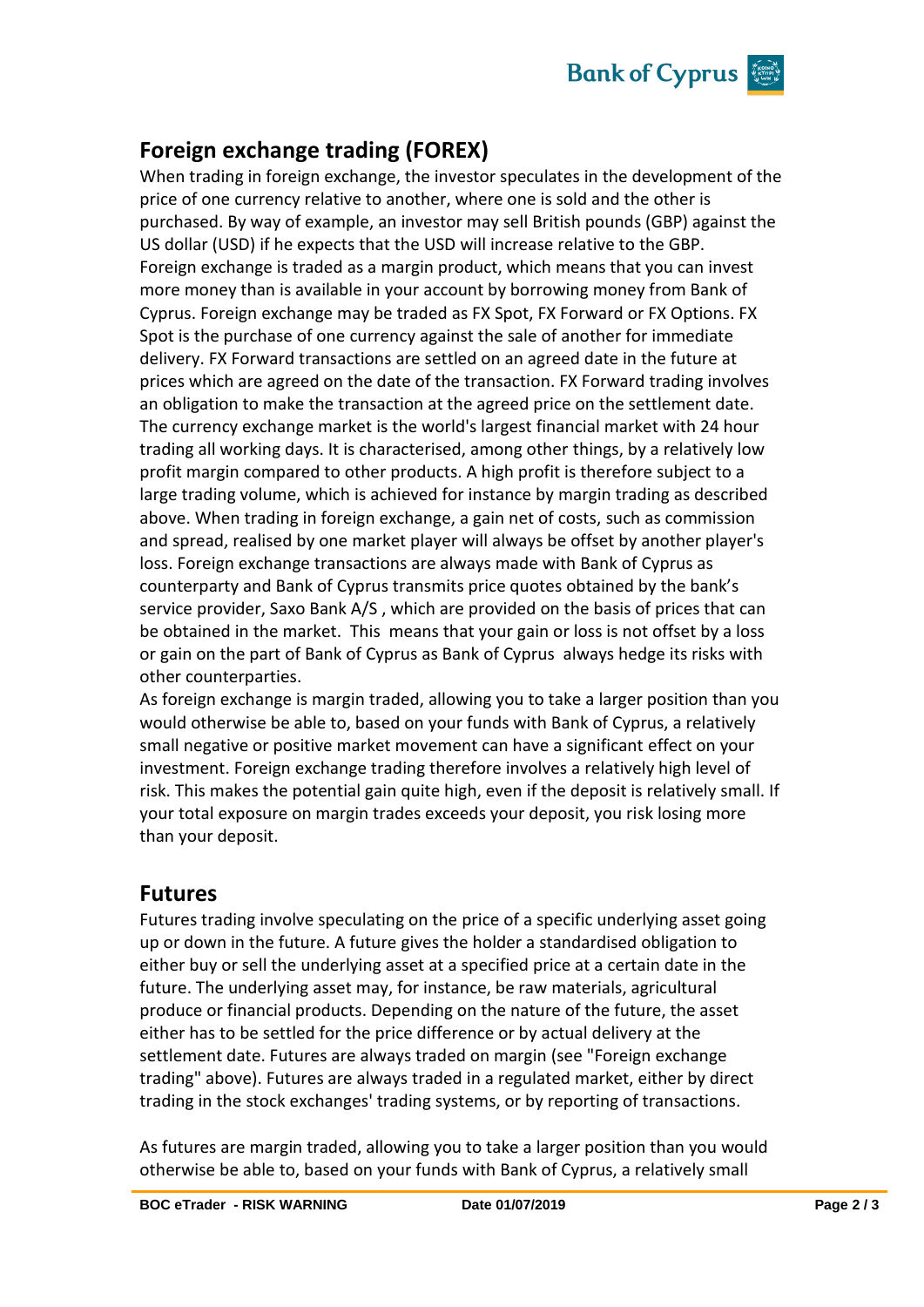## Foreign exchange trading (FOREX)

When trading in foreign exchange, the investor speculates in the development of the price of one currency relative to another, where one is sold and the other is purchased. By way of example, an investor may sell British pounds (GBP) against the US dollar (USD) if he expects that the USD will increase relative to the GBP. Foreign exchange is traded as a margin product, which means that you can invest more money than is available in your account by borrowing money from Bank of Cyprus. Foreign exchange may be traded as FX Spot, FX Forward or FX Options. FX Spot is the purchase of one currency against the sale of another for immediate delivery. FX Forward transactions are settled on an agreed date in the future at prices which are agreed on the date of the transaction. FX Forward trading involves an obligation to make the transaction at the agreed price on the settlement date. The currency exchange market is the world's largest financial market with 24 hour trading all working days. It is characterised, among other things, by a relatively low profit margin compared to other products. A high profit is therefore subject to a large trading volume, which is achieved for instance by margin trading as described above. When trading in foreign exchange, a gain net of costs, such as commission and spread, realised by one market player will always be offset by another player's loss. Foreign exchange transactions are always made with Bank of Cyprus as counterparty and Bank of Cyprus transmits price quotes obtained by the bank's service provider, Saxo Bank A/S , which are provided on the basis of prices that can be obtained in the market. This means that your gain or loss is not offset by a loss or gain on the part of Bank of Cyprus as Bank of Cyprus always hedge its risks with other counterparties.

As foreign exchange is margin traded, allowing you to take a larger position than you would otherwise be able to, based on your funds with Bank of Cyprus, a relatively small negative or positive market movement can have a significant effect on your investment. Foreign exchange trading therefore involves a relatively high level of risk. This makes the potential gain quite high, even if the deposit is relatively small. If your total exposure on margin trades exceeds your deposit, you risk losing more than your deposit.

## Futures

Futures trading involve speculating on the price of a specific underlying asset going up or down in the future. A future gives the holder a standardised obligation to either buy or sell the underlying asset at a specified price at a certain date in the future. The underlying asset may, for instance, be raw materials, agricultural produce or financial products. Depending on the nature of the future, the asset either has to be settled for the price difference or by actual delivery at the settlement date. Futures are always traded on margin (see "Foreign exchange trading" above). Futures are always traded in a regulated market, either by direct trading in the stock exchanges' trading systems, or by reporting of transactions.

As futures are margin traded, allowing you to take a larger position than you would otherwise be able to, based on your funds with Bank of Cyprus, a relatively small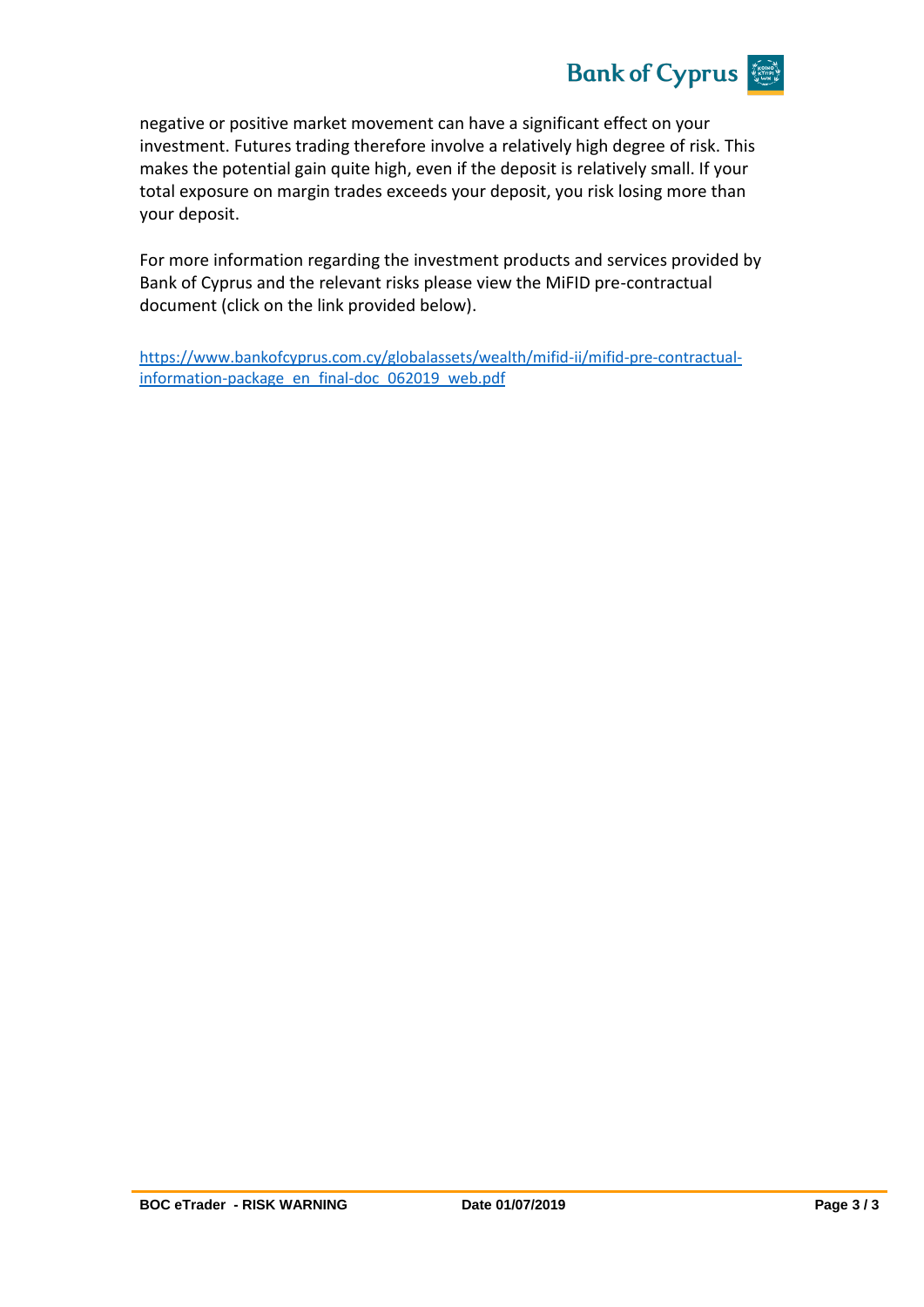negative or positive market movement can have a significant effect on your investment. Futures trading therefore involve a relatively high degree of risk. This makes the potential gain quite high, even if the deposit is relatively small. If your total exposure on margin trades exceeds your deposit, you risk losing more than your deposit.

For more information regarding the investment products and services provided by Bank of Cyprus and the relevant risks please view the MiFID pre-contractual document (click on the link provided below).

[https://www.bankofcyprus.com.cy/globalassets/wealth/mifid-ii/mifid-pre-contractual-information-package_en_final-doc_062019_web.pdf](https://www.bankofcyprus.com.cy/globalassets/wealth/mifid-ii/mifid-pre-contractual-information-package_en_final-doc_062019_web.pdf)